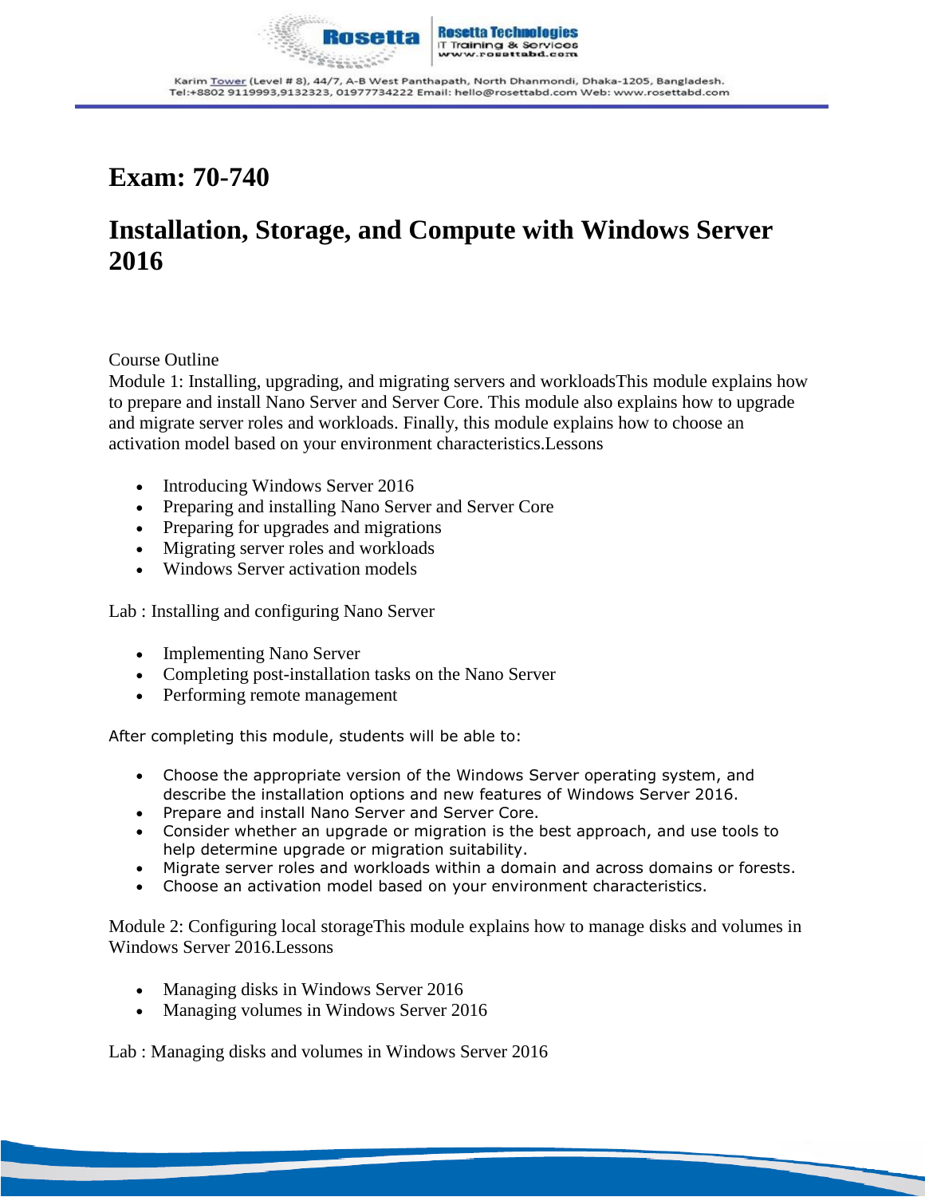# Exam: 70-740

# Installation, Storage, and Compute with Windows Server 2016

Course Outline

Module 1: Installing, upgrading, and migrating servers and workloadsThis module explains how to prepare and install Nano Server and Server Core. This module also explains how to upgrade and migrate server roles and workloads. Finally, this module explains how to choose an activation model based on your environment characteristics.Lessons

- Introducing Windows Server 2016
- Preparing and installing Nano Server and Server Core
- Preparing for upgrades and migrations
- Migrating server roles and workloads
- Windows Server activation models

Lab : Installing and configuring Nano Server

- Implementing Nano Server
- Completing post-installation tasks on the Nano Server
- Performing remote management

After completing this module, students will be able to:

- Choose the appropriate version of the Windows Server operating system, and describe the installation options and new features of Windows Server 2016.
- Prepare and install Nano Server and Server Core.
- Consider whether an upgrade or migration is the best approach, and use tools to help determine upgrade or migration suitability.
- Migrate server roles and workloads within a domain and across domains or forests.
- Choose an activation model based on your environment characteristics.

Module 2: Configuring local storageThis module explains how to manage disks and volumes in Windows Server 2016.Lessons

- Managing disks in Windows Server 2016
- Managing volumes in Windows Server 2016

Lab : Managing disks and volumes in Windows Server 2016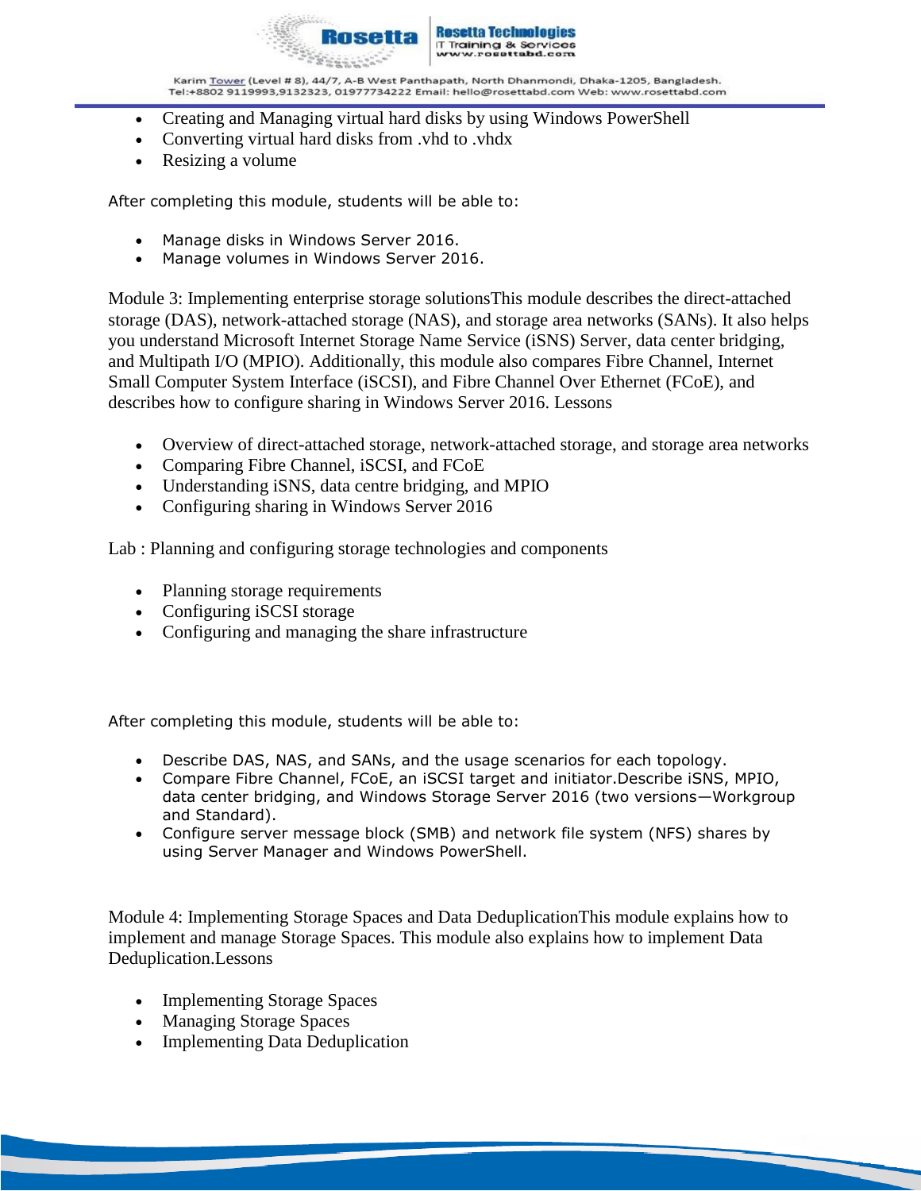- Creating and Managing virtual hard disks by using Windows PowerShell
- Converting virtual hard disks from .vhd to .vhdx
- Resizing a volume

After completing this module, students will be able to:

- Manage disks in Windows Server 2016.
- Manage volumes in Windows Server 2016.

Module 3: Implementing enterprise storage solutionsThis module describes the direct-attached storage (DAS), network-attached storage (NAS), and storage area networks (SANs). It also helps you understand Microsoft Internet Storage Name Service (iSNS) Server, data center bridging, and Multipath I/O (MPIO). Additionally, this module also compares Fibre Channel, Internet Small Computer System Interface (iSCSI), and Fibre Channel Over Ethernet (FCoE), and describes how to configure sharing in Windows Server 2016. Lessons

- Overview of direct-attached storage, network-attached storage, and storage area networks
- Comparing Fibre Channel, iSCSI, and FCoE
- Understanding iSNS, data centre bridging, and MPIO
- Configuring sharing in Windows Server 2016

Lab : Planning and configuring storage technologies and components

- Planning storage requirements
- Configuring iSCSI storage
- Configuring and managing the share infrastructure

After completing this module, students will be able to:

- Describe DAS, NAS, and SANs, and the usage scenarios for each topology.
- Compare Fibre Channel, FCoE, an iSCSI target and initiator.Describe iSNS, MPIO, data center bridging, and Windows Storage Server 2016 (two versions—Workgroup and Standard).
- Configure server message block (SMB) and network file system (NFS) shares by using Server Manager and Windows PowerShell.

Module 4: Implementing Storage Spaces and Data DeduplicationThis module explains how to implement and manage Storage Spaces. This module also explains how to implement Data Deduplication.Lessons

- Implementing Storage Spaces
- Managing Storage Spaces
- Implementing Data Deduplication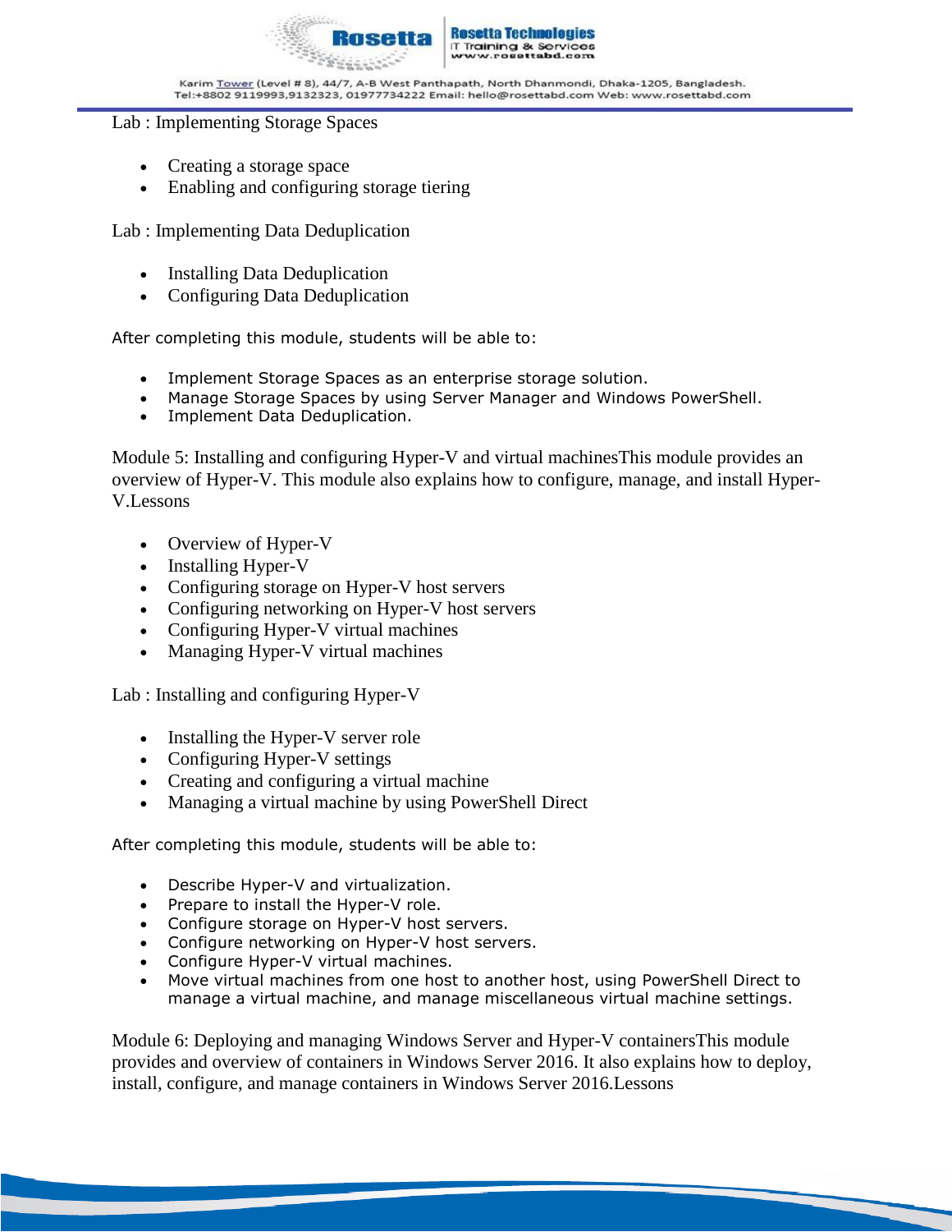Lab : Implementing Storage Spaces

- Creating a storage space
- Enabling and configuring storage tiering

Lab : Implementing Data Deduplication

- Installing Data Deduplication
- Configuring Data Deduplication

After completing this module, students will be able to:

- Implement Storage Spaces as an enterprise storage solution.
- Manage Storage Spaces by using Server Manager and Windows PowerShell.
- Implement Data Deduplication.

Module 5: Installing and configuring Hyper-V and virtual machinesThis module provides an overview of Hyper-V. This module also explains how to configure, manage, and install Hyper-V.Lessons

- Overview of Hyper-V
- Installing Hyper-V
- Configuring storage on Hyper-V host servers
- Configuring networking on Hyper-V host servers
- Configuring Hyper-V virtual machines
- Managing Hyper-V virtual machines

Lab : Installing and configuring Hyper-V

- Installing the Hyper-V server role
- Configuring Hyper-V settings
- Creating and configuring a virtual machine
- Managing a virtual machine by using PowerShell Direct

After completing this module, students will be able to:

- Describe Hyper-V and virtualization.
- Prepare to install the Hyper-V role.
- Configure storage on Hyper-V host servers.
- Configure networking on Hyper-V host servers.
- Configure Hyper-V virtual machines.
- Move virtual machines from one host to another host, using PowerShell Direct to manage a virtual machine, and manage miscellaneous virtual machine settings.

Module 6: Deploying and managing Windows Server and Hyper-V containersThis module provides and overview of containers in Windows Server 2016. It also explains how to deploy, install, configure, and manage containers in Windows Server 2016.Lessons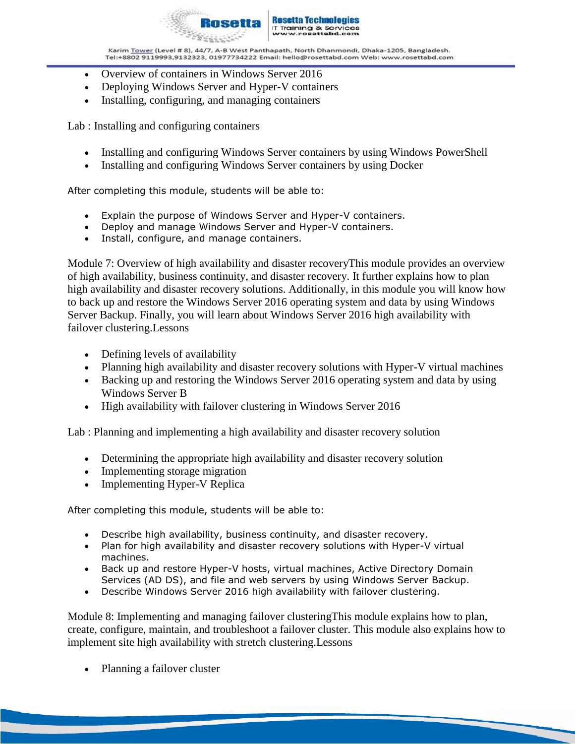- Overview of containers in Windows Server 2016
- Deploying Windows Server and Hyper-V containers
- Installing, configuring, and managing containers

Lab : Installing and configuring containers

- Installing and configuring Windows Server containers by using Windows PowerShell
- Installing and configuring Windows Server containers by using Docker

After completing this module, students will be able to:

- Explain the purpose of Windows Server and Hyper-V containers.
- Deploy and manage Windows Server and Hyper-V containers.
- Install, configure, and manage containers.

Module 7: Overview of high availability and disaster recoveryThis module provides an overview of high availability, business continuity, and disaster recovery. It further explains how to plan high availability and disaster recovery solutions. Additionally, in this module you will know how to back up and restore the Windows Server 2016 operating system and data by using Windows Server Backup. Finally, you will learn about Windows Server 2016 high availability with failover clustering.Lessons

- Defining levels of availability
- Planning high availability and disaster recovery solutions with Hyper-V virtual machines
- Backing up and restoring the Windows Server 2016 operating system and data by using Windows Server B
- High availability with failover clustering in Windows Server 2016

Lab : Planning and implementing a high availability and disaster recovery solution

- Determining the appropriate high availability and disaster recovery solution
- Implementing storage migration
- Implementing Hyper-V Replica

After completing this module, students will be able to:

- Describe high availability, business continuity, and disaster recovery.
- Plan for high availability and disaster recovery solutions with Hyper-V virtual machines.
- Back up and restore Hyper-V hosts, virtual machines, Active Directory Domain Services (AD DS), and file and web servers by using Windows Server Backup.
- Describe Windows Server 2016 high availability with failover clustering.

Module 8: Implementing and managing failover clusteringThis module explains how to plan, create, configure, maintain, and troubleshoot a failover cluster. This module also explains how to implement site high availability with stretch clustering.Lessons

- Planning a failover cluster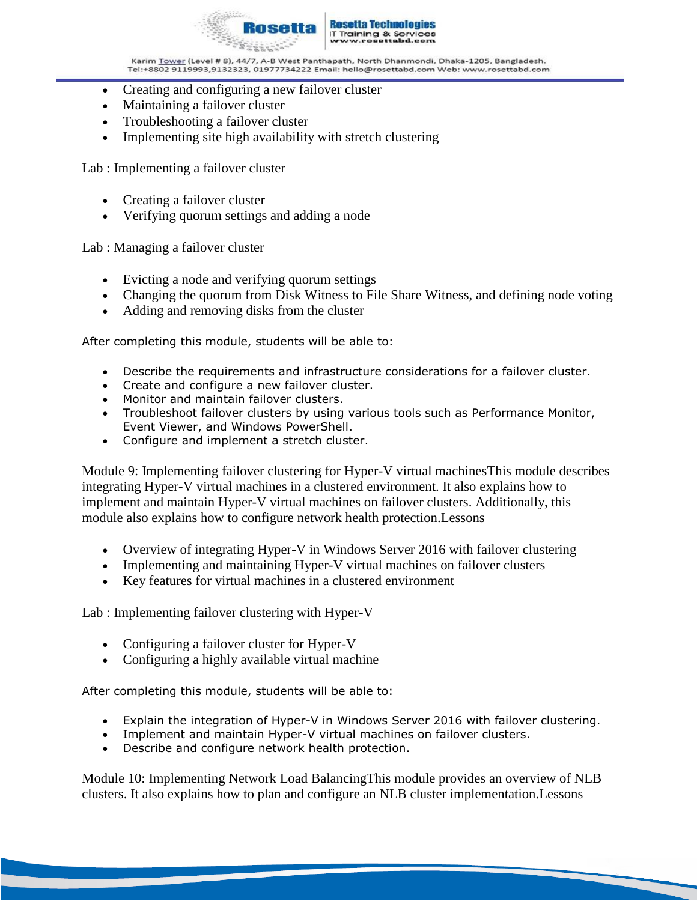- Creating and configuring a new failover cluster
- Maintaining a failover cluster
- Troubleshooting a failover cluster
- Implementing site high availability with stretch clustering

Lab : Implementing a failover cluster

- Creating a failover cluster
- Verifying quorum settings and adding a node

Lab : Managing a failover cluster

- Evicting a node and verifying quorum settings
- Changing the quorum from Disk Witness to File Share Witness, and defining node voting
- Adding and removing disks from the cluster

After completing this module, students will be able to:

- Describe the requirements and infrastructure considerations for a failover cluster.
- Create and configure a new failover cluster.
- Monitor and maintain failover clusters.
- Troubleshoot failover clusters by using various tools such as Performance Monitor, Event Viewer, and Windows PowerShell.
- Configure and implement a stretch cluster.

Module 9: Implementing failover clustering for Hyper-V virtual machinesThis module describes integrating Hyper-V virtual machines in a clustered environment. It also explains how to implement and maintain Hyper-V virtual machines on failover clusters. Additionally, this module also explains how to configure network health protection.Lessons

- Overview of integrating Hyper-V in Windows Server 2016 with failover clustering
- Implementing and maintaining Hyper-V virtual machines on failover clusters
- Key features for virtual machines in a clustered environment

Lab : Implementing failover clustering with Hyper-V

- Configuring a failover cluster for Hyper-V
- Configuring a highly available virtual machine

After completing this module, students will be able to:

- Explain the integration of Hyper-V in Windows Server 2016 with failover clustering.
- Implement and maintain Hyper-V virtual machines on failover clusters.
- Describe and configure network health protection.

Module 10: Implementing Network Load BalancingThis module provides an overview of NLB clusters. It also explains how to plan and configure an NLB cluster implementation.Lessons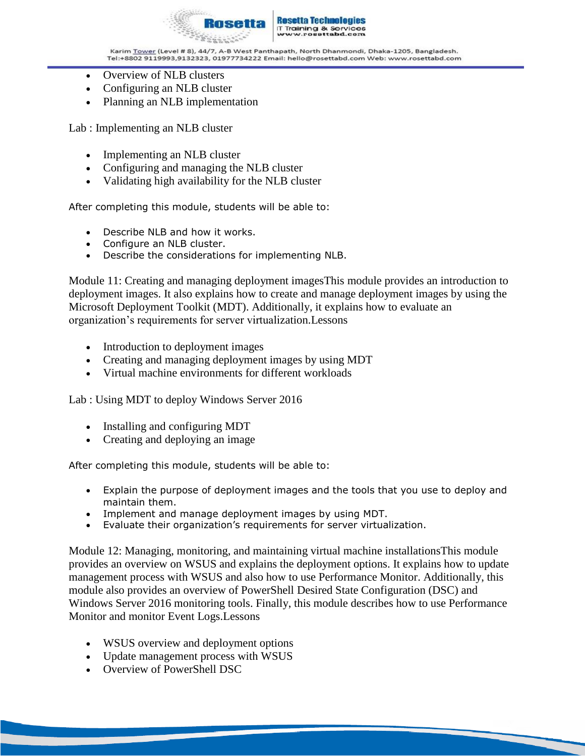- Overview of NLB clusters
- Configuring an NLB cluster
- Planning an NLB implementation

Lab : Implementing an NLB cluster

- Implementing an NLB cluster
- Configuring and managing the NLB cluster
- Validating high availability for the NLB cluster

After completing this module, students will be able to:

- Describe NLB and how it works.
- Configure an NLB cluster.
- Describe the considerations for implementing NLB.

Module 11: Creating and managing deployment imagesThis module provides an introduction to deployment images. It also explains how to create and manage deployment images by using the Microsoft Deployment Toolkit (MDT). Additionally, it explains how to evaluate an organization's requirements for server virtualization.Lessons

- Introduction to deployment images
- Creating and managing deployment images by using MDT
- Virtual machine environments for different workloads

Lab : Using MDT to deploy Windows Server 2016

- Installing and configuring MDT
- Creating and deploying an image

After completing this module, students will be able to:

- Explain the purpose of deployment images and the tools that you use to deploy and maintain them.
- Implement and manage deployment images by using MDT.
- Evaluate their organization's requirements for server virtualization.

Module 12: Managing, monitoring, and maintaining virtual machine installationsThis module provides an overview on WSUS and explains the deployment options. It explains how to update management process with WSUS and also how to use Performance Monitor. Additionally, this module also provides an overview of PowerShell Desired State Configuration (DSC) and Windows Server 2016 monitoring tools. Finally, this module describes how to use Performance Monitor and monitor Event Logs.Lessons

- WSUS overview and deployment options
- Update management process with WSUS
- Overview of PowerShell DSC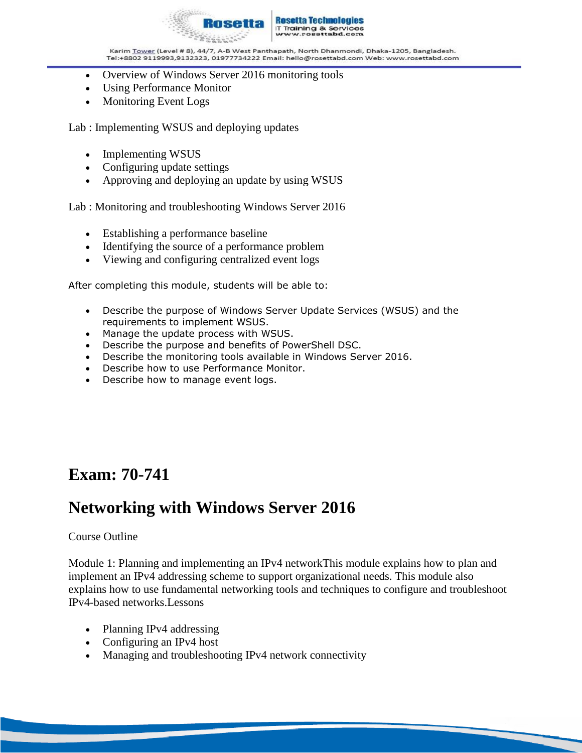- Overview of Windows Server 2016 monitoring tools
- Using Performance Monitor
- Monitoring Event Logs

Lab : Implementing WSUS and deploying updates

- Implementing WSUS
- Configuring update settings
- Approving and deploying an update by using WSUS

Lab : Monitoring and troubleshooting Windows Server 2016

- Establishing a performance baseline
- Identifying the source of a performance problem
- Viewing and configuring centralized event logs

After completing this module, students will be able to:

- Describe the purpose of Windows Server Update Services (WSUS) and the requirements to implement WSUS.
- Manage the update process with WSUS.
- Describe the purpose and benefits of PowerShell DSC.
- Describe the monitoring tools available in Windows Server 2016.
- Describe how to use Performance Monitor.
- Describe how to manage event logs.

## Exam: 70-741

## Networking with Windows Server 2016

Course Outline

Module 1: Planning and implementing an IPv4 networkThis module explains how to plan and implement an IPv4 addressing scheme to support organizational needs. This module also explains how to use fundamental networking tools and techniques to configure and troubleshoot IPv4-based networks.Lessons

- Planning IPv4 addressing
- Configuring an IPv4 host
- Managing and troubleshooting IPv4 network connectivity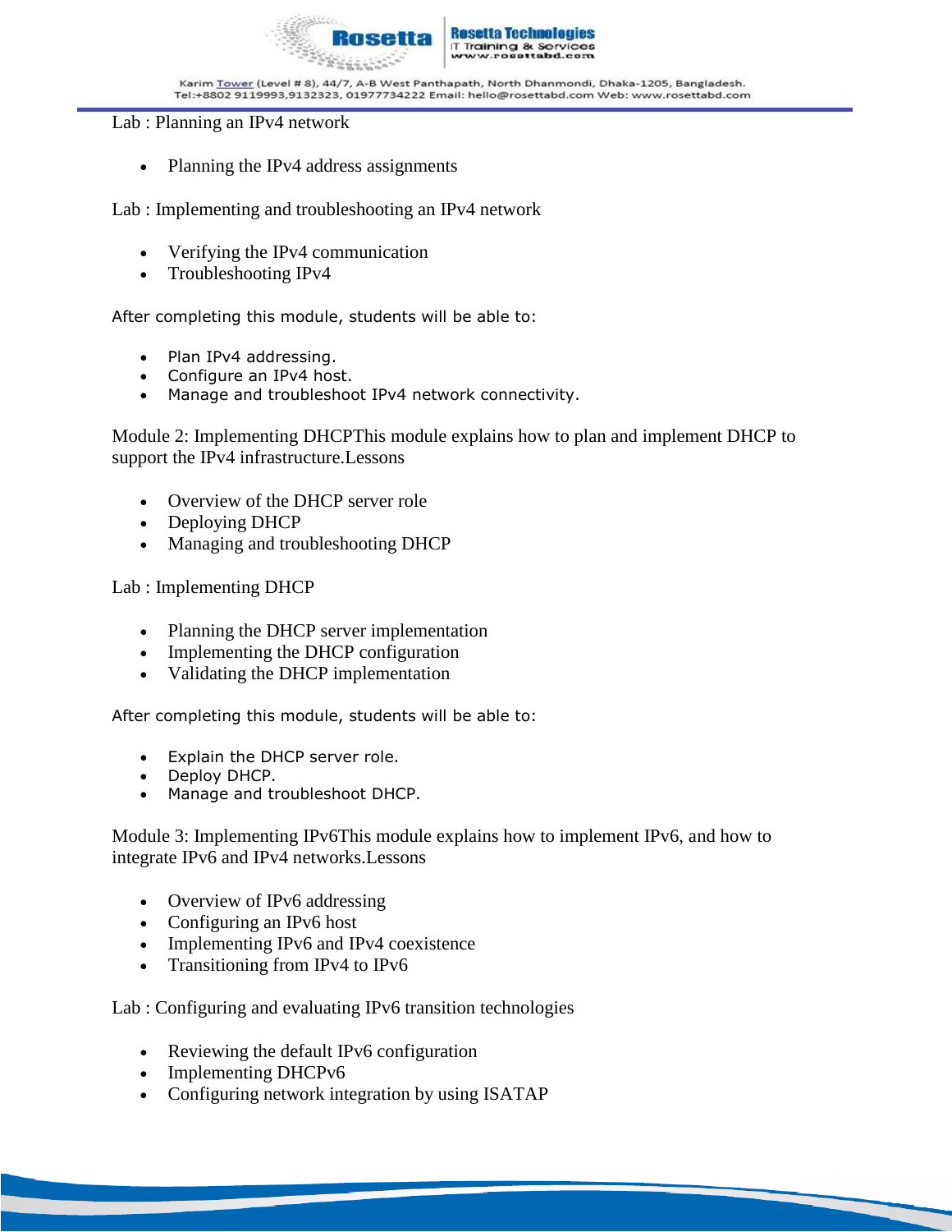Lab : Planning an IPv4 network

- Planning the IPv4 address assignments

Lab : Implementing and troubleshooting an IPv4 network

- Verifying the IPv4 communication
- Troubleshooting IPv4

After completing this module, students will be able to:

- Plan IPv4 addressing.
- Configure an IPv4 host.
- Manage and troubleshoot IPv4 network connectivity.

Module 2: Implementing DHCPThis module explains how to plan and implement DHCP to support the IPv4 infrastructure.Lessons

- Overview of the DHCP server role
- Deploying DHCP
- Managing and troubleshooting DHCP

Lab : Implementing DHCP

- Planning the DHCP server implementation
- Implementing the DHCP configuration
- Validating the DHCP implementation

After completing this module, students will be able to:

- Explain the DHCP server role.
- Deploy DHCP.
- Manage and troubleshoot DHCP.

Module 3: Implementing IPv6This module explains how to implement IPv6, and how to integrate IPv6 and IPv4 networks.Lessons

- Overview of IPv6 addressing
- Configuring an IPv6 host
- Implementing IPv6 and IPv4 coexistence
- Transitioning from IPv4 to IPv6

Lab : Configuring and evaluating IPv6 transition technologies

- Reviewing the default IPv6 configuration
- Implementing DHCPv6
- Configuring network integration by using ISATAP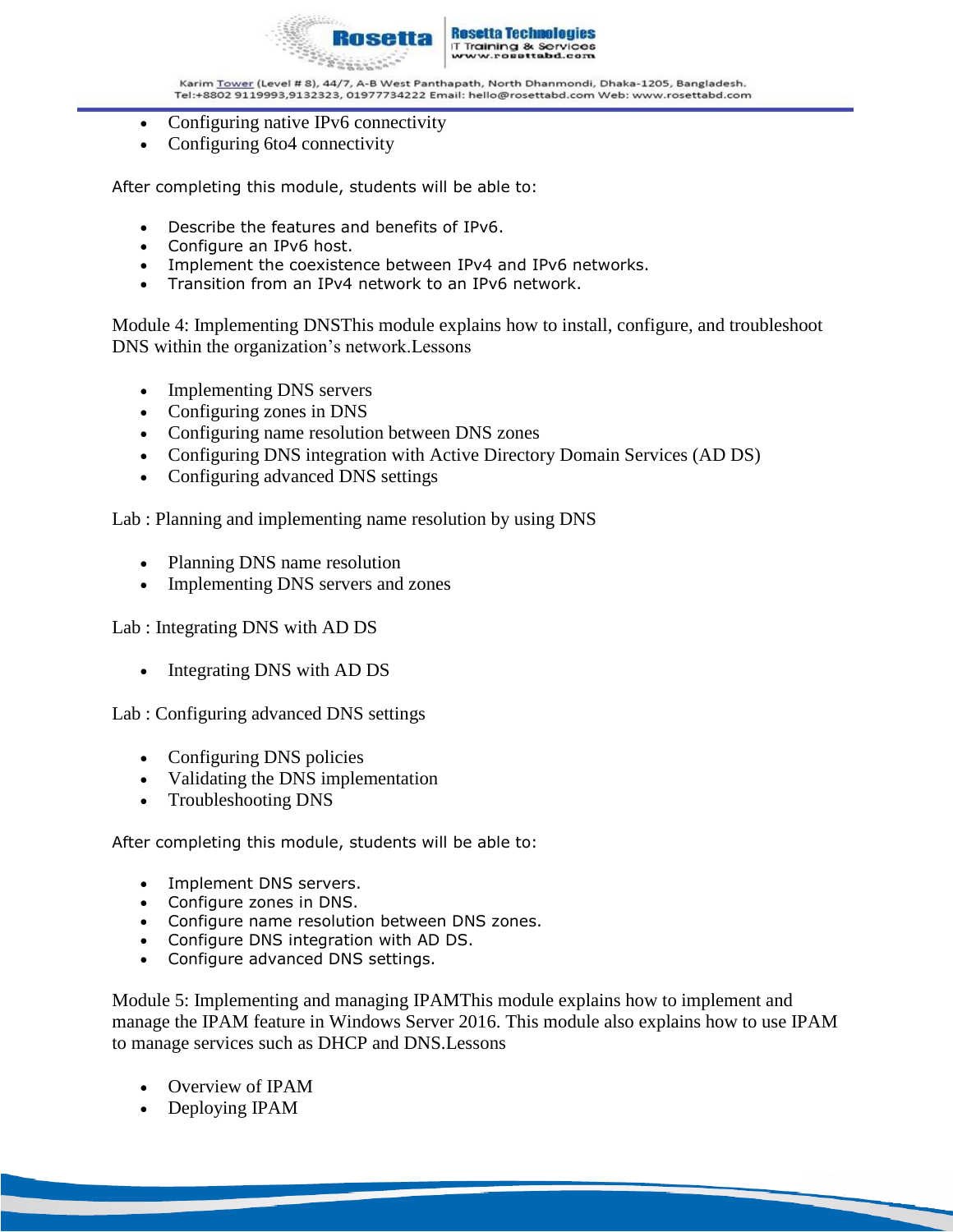- Configuring native IPv6 connectivity
- Configuring 6to4 connectivity

After completing this module, students will be able to:

- Describe the features and benefits of IPv6.
- Configure an IPv6 host.
- Implement the coexistence between IPv4 and IPv6 networks.
- Transition from an IPv4 network to an IPv6 network.

Module 4: Implementing DNSThis module explains how to install, configure, and troubleshoot DNS within the organization's network.Lessons

- Implementing DNS servers
- Configuring zones in DNS
- Configuring name resolution between DNS zones
- Configuring DNS integration with Active Directory Domain Services (AD DS)
- Configuring advanced DNS settings

Lab : Planning and implementing name resolution by using DNS

- Planning DNS name resolution
- Implementing DNS servers and zones

Lab : Integrating DNS with AD DS

- Integrating DNS with AD DS

Lab : Configuring advanced DNS settings

- Configuring DNS policies
- Validating the DNS implementation
- Troubleshooting DNS

After completing this module, students will be able to:

- Implement DNS servers.
- Configure zones in DNS.
- Configure name resolution between DNS zones.
- Configure DNS integration with AD DS.
- Configure advanced DNS settings.

Module 5: Implementing and managing IPAMThis module explains how to implement and manage the IPAM feature in Windows Server 2016. This module also explains how to use IPAM to manage services such as DHCP and DNS.Lessons

- Overview of IPAM
- Deploying IPAM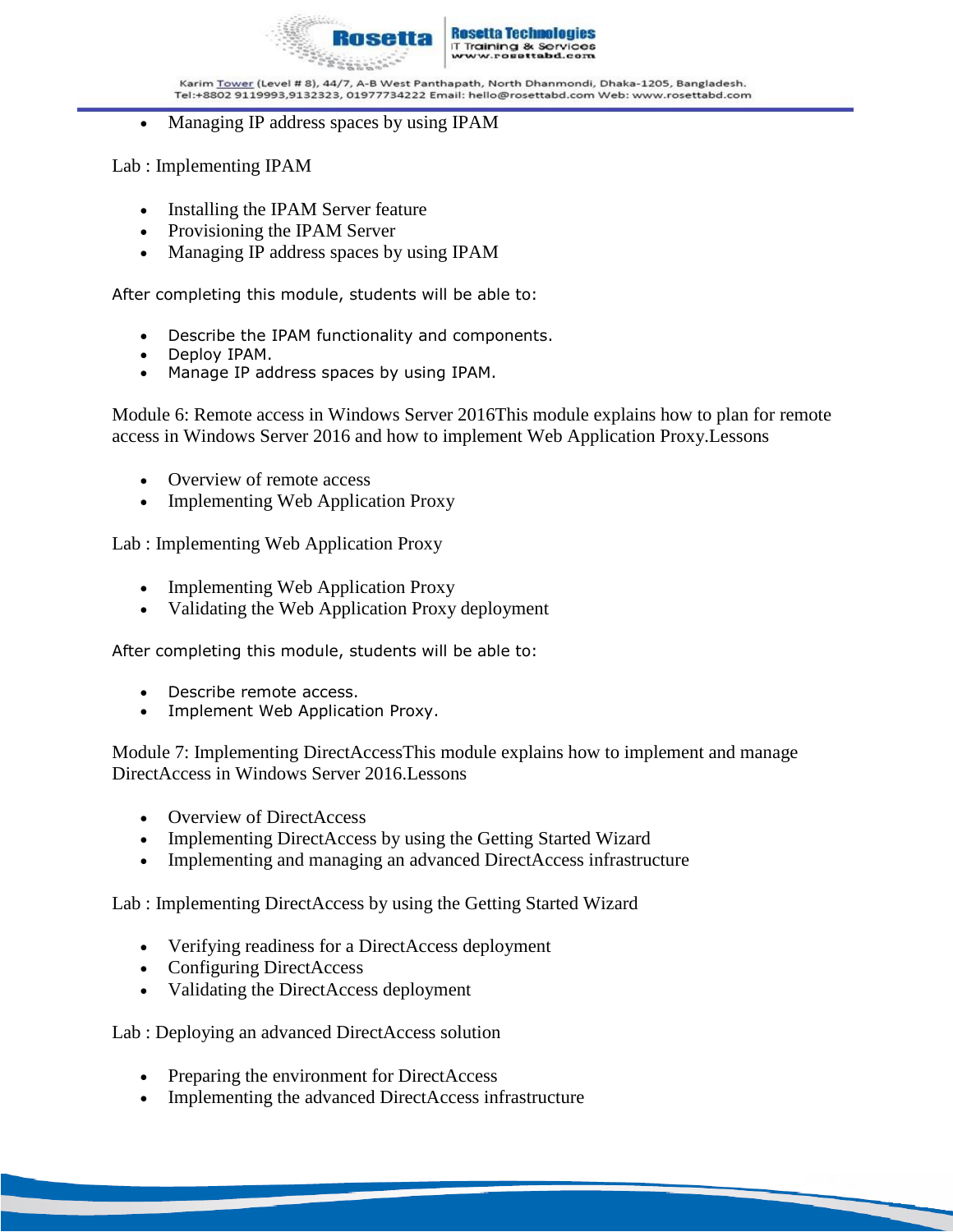- Managing IP address spaces by using IPAM

Lab : Implementing IPAM

- Installing the IPAM Server feature
- Provisioning the IPAM Server
- Managing IP address spaces by using IPAM

After completing this module, students will be able to:

- Describe the IPAM functionality and components.
- Deploy IPAM.
- Manage IP address spaces by using IPAM.

Module 6: Remote access in Windows Server 2016This module explains how to plan for remote access in Windows Server 2016 and how to implement Web Application Proxy.Lessons

- Overview of remote access
- Implementing Web Application Proxy

Lab : Implementing Web Application Proxy

- Implementing Web Application Proxy
- Validating the Web Application Proxy deployment

After completing this module, students will be able to:

- Describe remote access.
- Implement Web Application Proxy.

Module 7: Implementing DirectAccessThis module explains how to implement and manage DirectAccess in Windows Server 2016.Lessons

- Overview of DirectAccess
- Implementing DirectAccess by using the Getting Started Wizard
- Implementing and managing an advanced DirectAccess infrastructure

Lab : Implementing DirectAccess by using the Getting Started Wizard

- Verifying readiness for a DirectAccess deployment
- Configuring DirectAccess
- Validating the DirectAccess deployment

Lab : Deploying an advanced DirectAccess solution

- Preparing the environment for DirectAccess
- Implementing the advanced DirectAccess infrastructure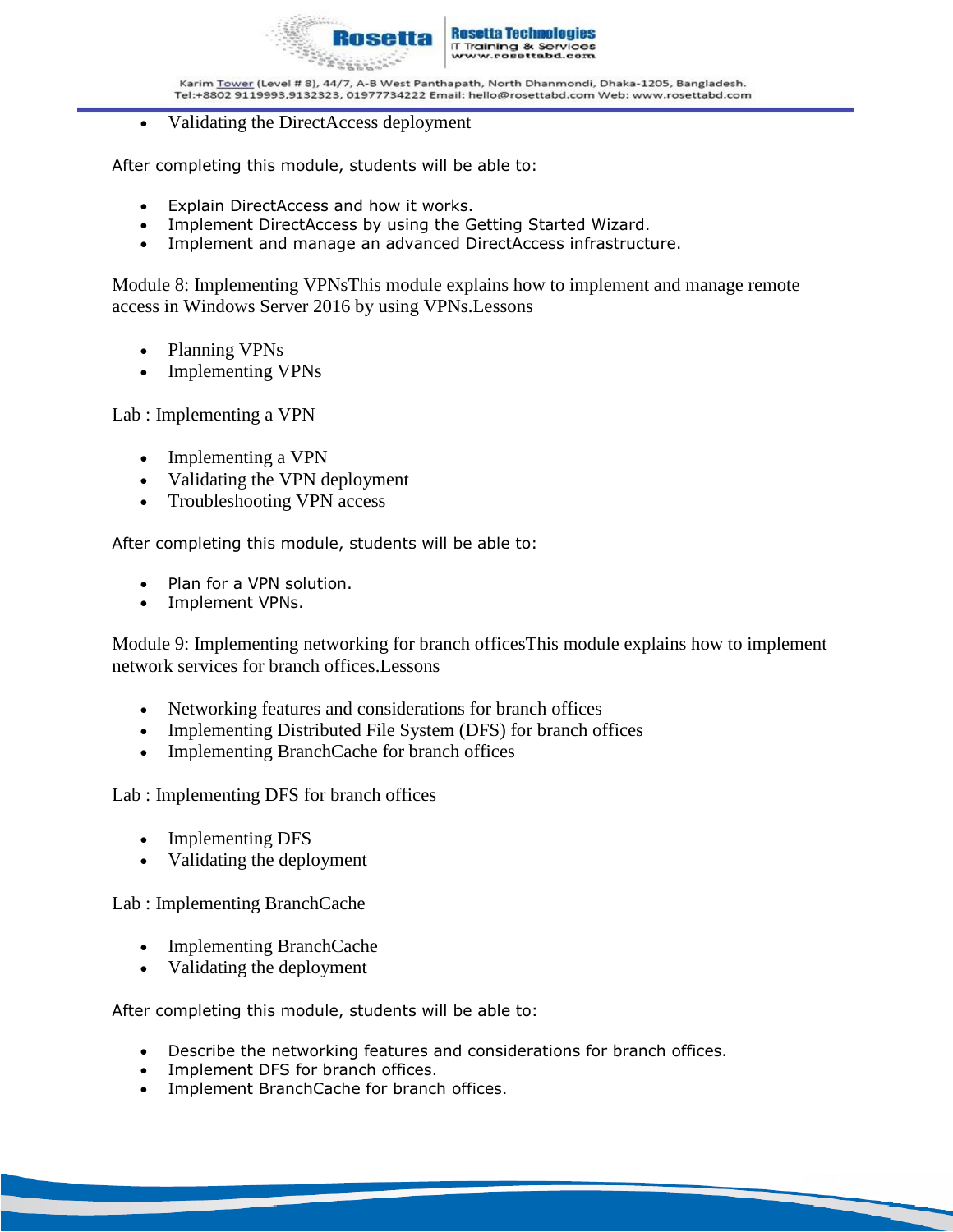- Validating the DirectAccess deployment

After completing this module, students will be able to:

- Explain DirectAccess and how it works.
- Implement DirectAccess by using the Getting Started Wizard.
- Implement and manage an advanced DirectAccess infrastructure.

Module 8: Implementing VPNsThis module explains how to implement and manage remote access in Windows Server 2016 by using VPNs.Lessons

- Planning VPNs
- Implementing VPNs

Lab : Implementing a VPN

- Implementing a VPN
- Validating the VPN deployment
- Troubleshooting VPN access

After completing this module, students will be able to:

- Plan for a VPN solution.
- Implement VPNs.

Module 9: Implementing networking for branch officesThis module explains how to implement network services for branch offices.Lessons

- Networking features and considerations for branch offices
- Implementing Distributed File System (DFS) for branch offices
- Implementing BranchCache for branch offices

Lab : Implementing DFS for branch offices

- Implementing DFS
- Validating the deployment

Lab : Implementing BranchCache

- Implementing BranchCache
- Validating the deployment

After completing this module, students will be able to:

- Describe the networking features and considerations for branch offices.
- Implement DFS for branch offices.
- Implement BranchCache for branch offices.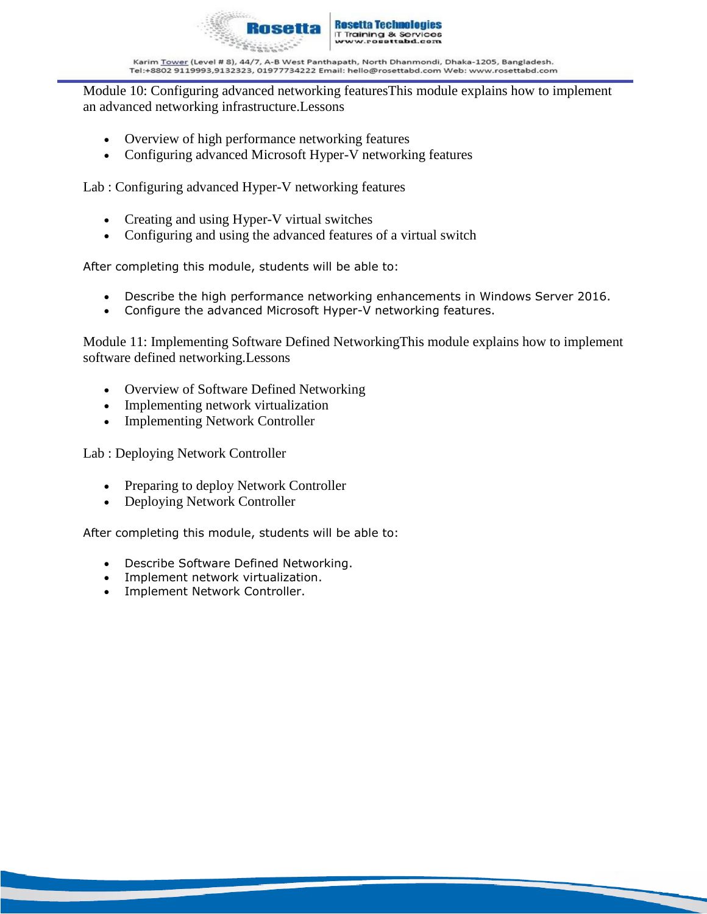Module 10: Configuring advanced networking featuresThis module explains how to implement an advanced networking infrastructure.Lessons

- Overview of high performance networking features
- Configuring advanced Microsoft Hyper-V networking features

Lab : Configuring advanced Hyper-V networking features

- Creating and using Hyper-V virtual switches
- Configuring and using the advanced features of a virtual switch

After completing this module, students will be able to:

- Describe the high performance networking enhancements in Windows Server 2016.
- Configure the advanced Microsoft Hyper-V networking features.

Module 11: Implementing Software Defined NetworkingThis module explains how to implement software defined networking.Lessons

- Overview of Software Defined Networking
- Implementing network virtualization
- Implementing Network Controller

Lab : Deploying Network Controller

- Preparing to deploy Network Controller
- Deploying Network Controller

After completing this module, students will be able to:

- Describe Software Defined Networking.
- Implement network virtualization.
- Implement Network Controller.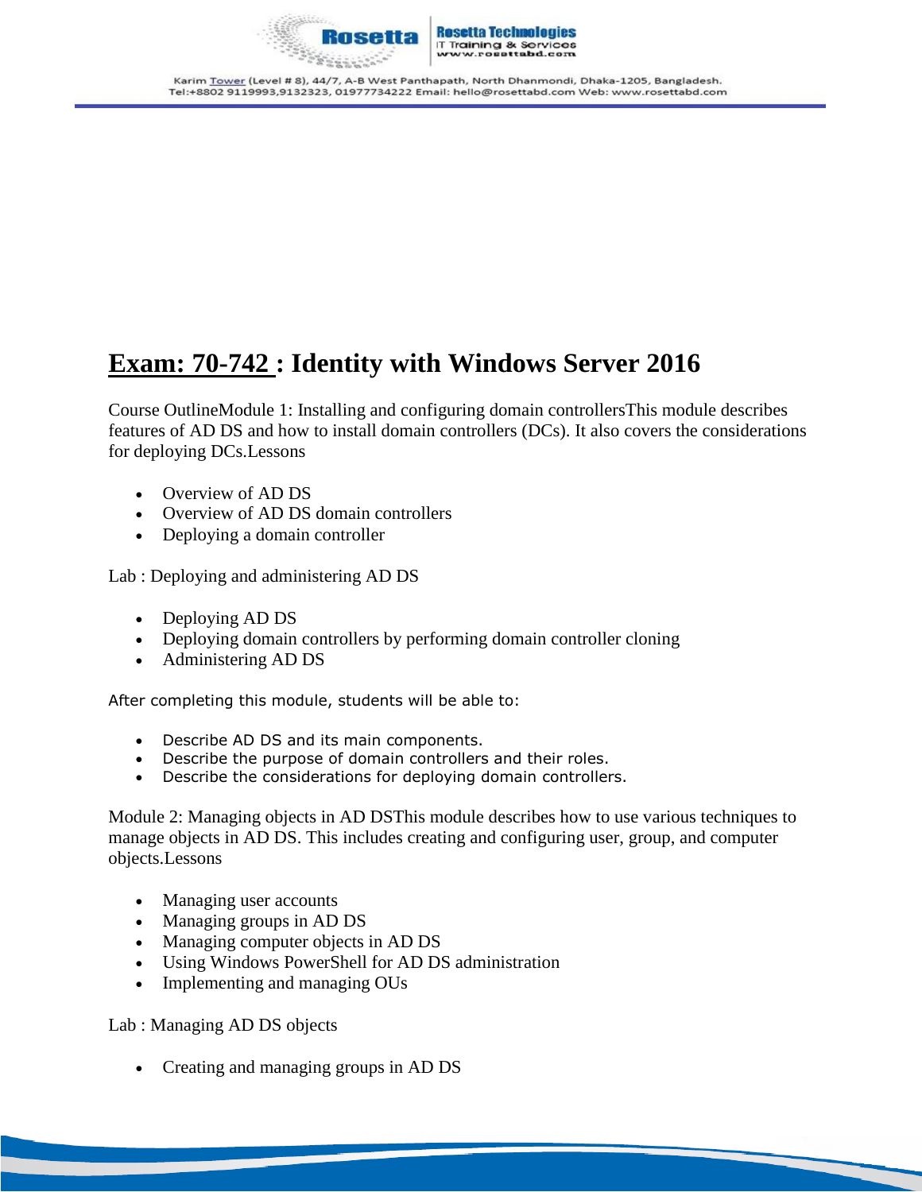# Exam: 70-742 : Identity with Windows Server 2016

Course OutlineModule 1: Installing and configuring domain controllersThis module describes features of AD DS and how to install domain controllers (DCs). It also covers the considerations for deploying DCs.Lessons

- Overview of AD DS
- Overview of AD DS domain controllers
- Deploying a domain controller

Lab : Deploying and administering AD DS

- Deploying AD DS
- Deploying domain controllers by performing domain controller cloning
- Administering AD DS

After completing this module, students will be able to:

- Describe AD DS and its main components.
- Describe the purpose of domain controllers and their roles.
- Describe the considerations for deploying domain controllers.

Module 2: Managing objects in AD DSThis module describes how to use various techniques to manage objects in AD DS. This includes creating and configuring user, group, and computer objects.Lessons

- Managing user accounts
- Managing groups in AD DS
- Managing computer objects in AD DS
- Using Windows PowerShell for AD DS administration
- Implementing and managing OUs

Lab : Managing AD DS objects

- Creating and managing groups in AD DS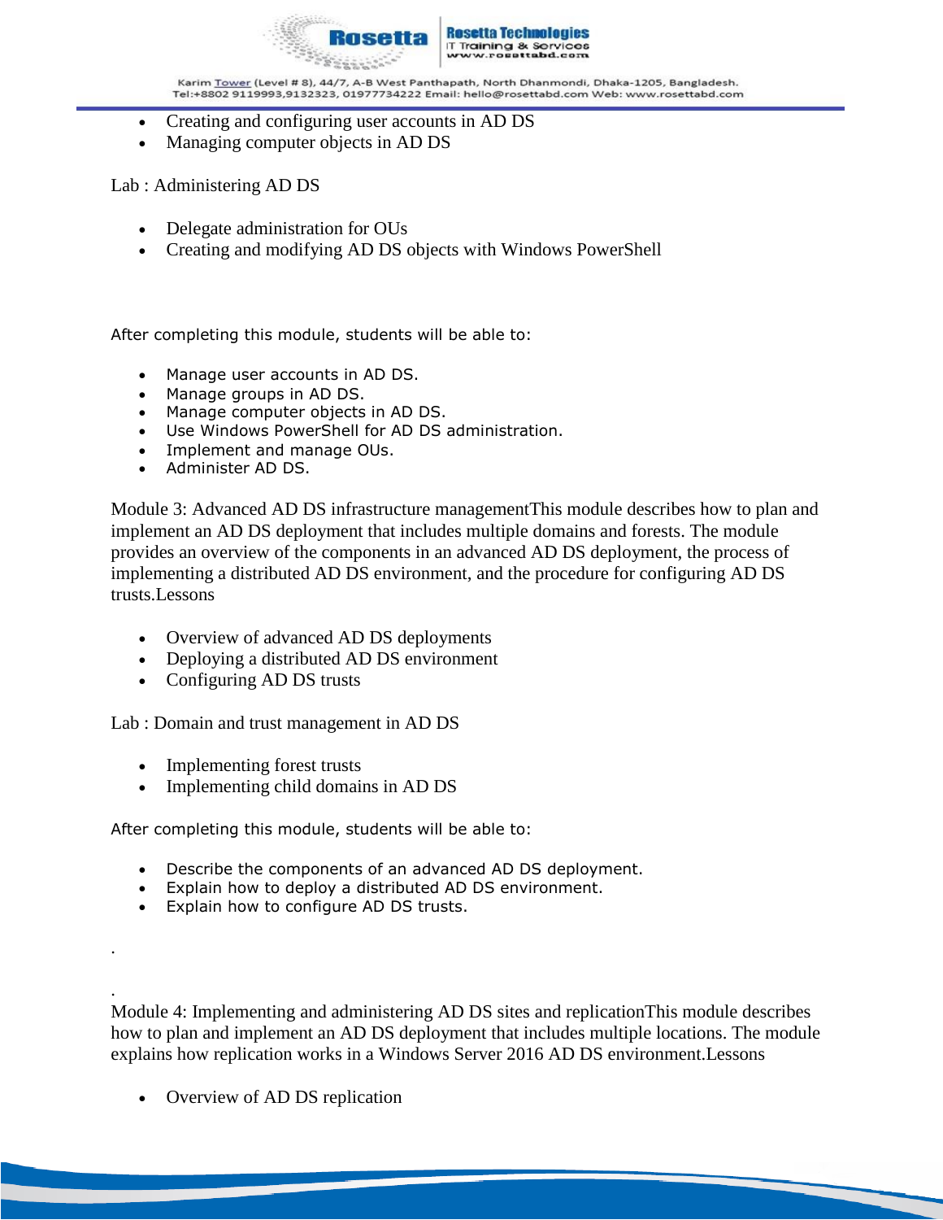- Creating and configuring user accounts in AD DS
- Managing computer objects in AD DS

Lab : Administering AD DS

- Delegate administration for OUs
- Creating and modifying AD DS objects with Windows PowerShell

After completing this module, students will be able to:

- Manage user accounts in AD DS.
- Manage groups in AD DS.
- Manage computer objects in AD DS.
- Use Windows PowerShell for AD DS administration.
- Implement and manage OUs.
- Administer AD DS.

Module 3: Advanced AD DS infrastructure managementThis module describes how to plan and implement an AD DS deployment that includes multiple domains and forests. The module provides an overview of the components in an advanced AD DS deployment, the process of implementing a distributed AD DS environment, and the procedure for configuring AD DS trusts.Lessons

- Overview of advanced AD DS deployments
- Deploying a distributed AD DS environment
- Configuring AD DS trusts

Lab : Domain and trust management in AD DS

- Implementing forest trusts
- Implementing child domains in AD DS

After completing this module, students will be able to:

- Describe the components of an advanced AD DS deployment.
- Explain how to deploy a distributed AD DS environment.
- Explain how to configure AD DS trusts.

.

.

Module 4: Implementing and administering AD DS sites and replicationThis module describes how to plan and implement an AD DS deployment that includes multiple locations. The module explains how replication works in a Windows Server 2016 AD DS environment.Lessons

- Overview of AD DS replication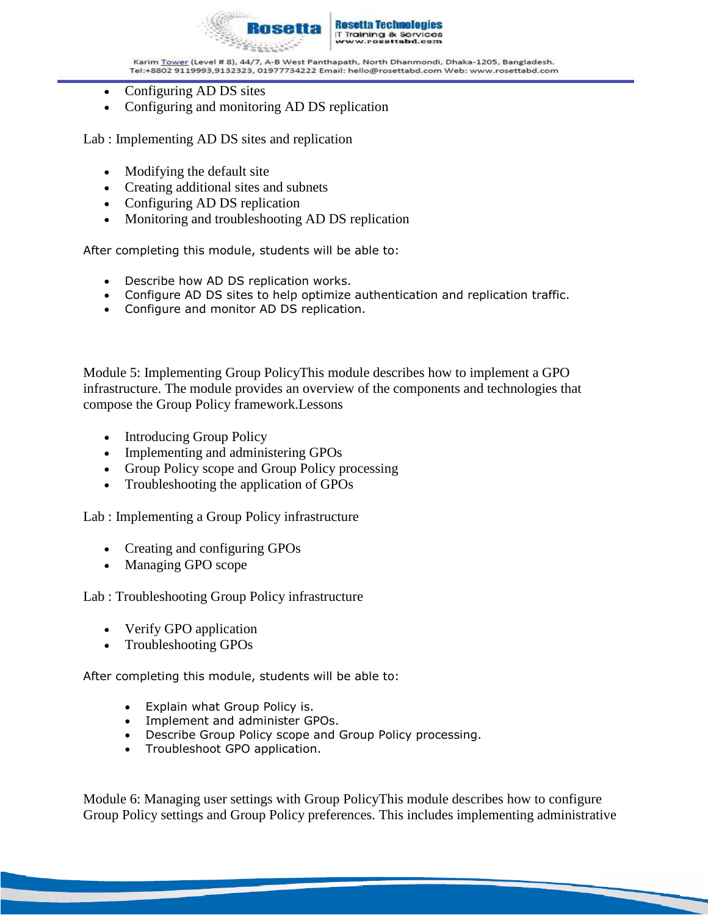- Configuring AD DS sites
- Configuring and monitoring AD DS replication

Lab : Implementing AD DS sites and replication

- Modifying the default site
- Creating additional sites and subnets
- Configuring AD DS replication
- Monitoring and troubleshooting AD DS replication

After completing this module, students will be able to:

- Describe how AD DS replication works.
- Configure AD DS sites to help optimize authentication and replication traffic.
- Configure and monitor AD DS replication.

Module 5: Implementing Group PolicyThis module describes how to implement a GPO infrastructure. The module provides an overview of the components and technologies that compose the Group Policy framework.Lessons

- Introducing Group Policy
- Implementing and administering GPOs
- Group Policy scope and Group Policy processing
- Troubleshooting the application of GPOs

Lab : Implementing a Group Policy infrastructure

- Creating and configuring GPOs
- Managing GPO scope

Lab : Troubleshooting Group Policy infrastructure

- Verify GPO application
- Troubleshooting GPOs

After completing this module, students will be able to:

- Explain what Group Policy is.
- Implement and administer GPOs.
- Describe Group Policy scope and Group Policy processing.
- Troubleshoot GPO application.

Module 6: Managing user settings with Group PolicyThis module describes how to configure Group Policy settings and Group Policy preferences. This includes implementing administrative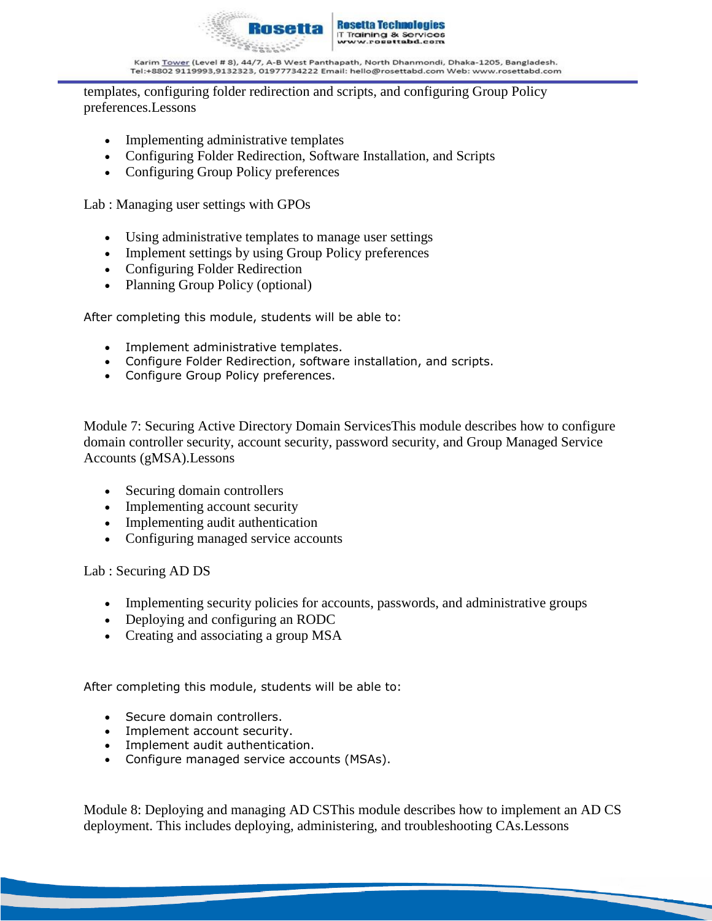templates, configuring folder redirection and scripts, and configuring Group Policy preferences.Lessons

- Implementing administrative templates
- Configuring Folder Redirection, Software Installation, and Scripts
- Configuring Group Policy preferences

Lab : Managing user settings with GPOs

- Using administrative templates to manage user settings
- Implement settings by using Group Policy preferences
- Configuring Folder Redirection
- Planning Group Policy (optional)

After completing this module, students will be able to:

- Implement administrative templates.
- Configure Folder Redirection, software installation, and scripts.
- Configure Group Policy preferences.

Module 7: Securing Active Directory Domain ServicesThis module describes how to configure domain controller security, account security, password security, and Group Managed Service Accounts (gMSA).Lessons

- Securing domain controllers
- Implementing account security
- Implementing audit authentication
- Configuring managed service accounts

Lab : Securing AD DS

- Implementing security policies for accounts, passwords, and administrative groups
- Deploying and configuring an RODC
- Creating and associating a group MSA

After completing this module, students will be able to:

- Secure domain controllers.
- Implement account security.
- Implement audit authentication.
- Configure managed service accounts (MSAs).

Module 8: Deploying and managing AD CSThis module describes how to implement an AD CS deployment. This includes deploying, administering, and troubleshooting CAs.Lessons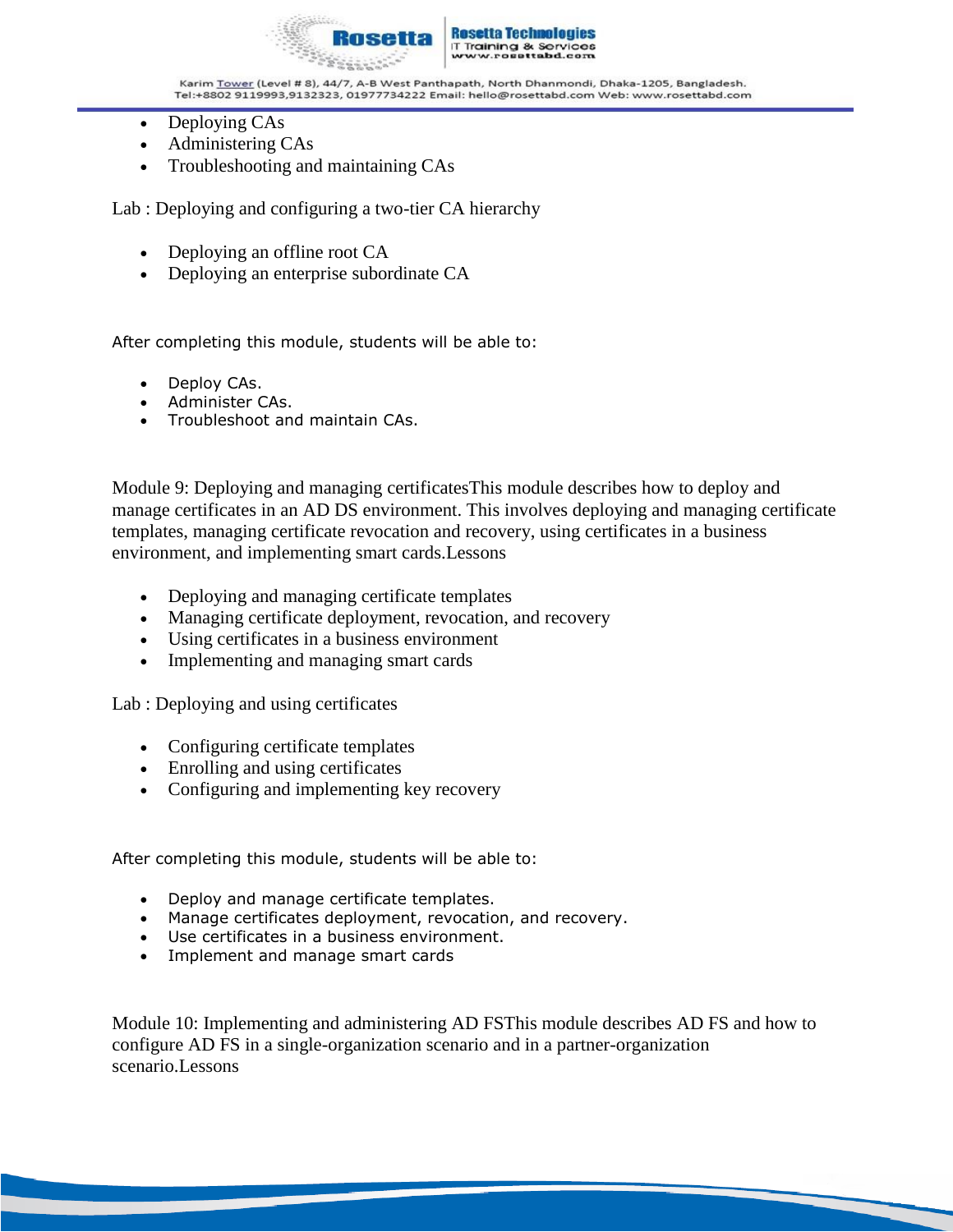- Deploying CAs
- Administering CAs
- Troubleshooting and maintaining CAs

Lab : Deploying and configuring a two-tier CA hierarchy

- Deploying an offline root CA
- Deploying an enterprise subordinate CA

After completing this module, students will be able to:

- Deploy CAs.
- Administer CAs.
- Troubleshoot and maintain CAs.

Module 9: Deploying and managing certificatesThis module describes how to deploy and manage certificates in an AD DS environment. This involves deploying and managing certificate templates, managing certificate revocation and recovery, using certificates in a business environment, and implementing smart cards.Lessons

- Deploying and managing certificate templates
- Managing certificate deployment, revocation, and recovery
- Using certificates in a business environment
- Implementing and managing smart cards

Lab : Deploying and using certificates

- Configuring certificate templates
- Enrolling and using certificates
- Configuring and implementing key recovery

After completing this module, students will be able to:

- Deploy and manage certificate templates.
- Manage certificates deployment, revocation, and recovery.
- Use certificates in a business environment.
- Implement and manage smart cards

Module 10: Implementing and administering AD FSThis module describes AD FS and how to configure AD FS in a single-organization scenario and in a partner-organization scenario.Lessons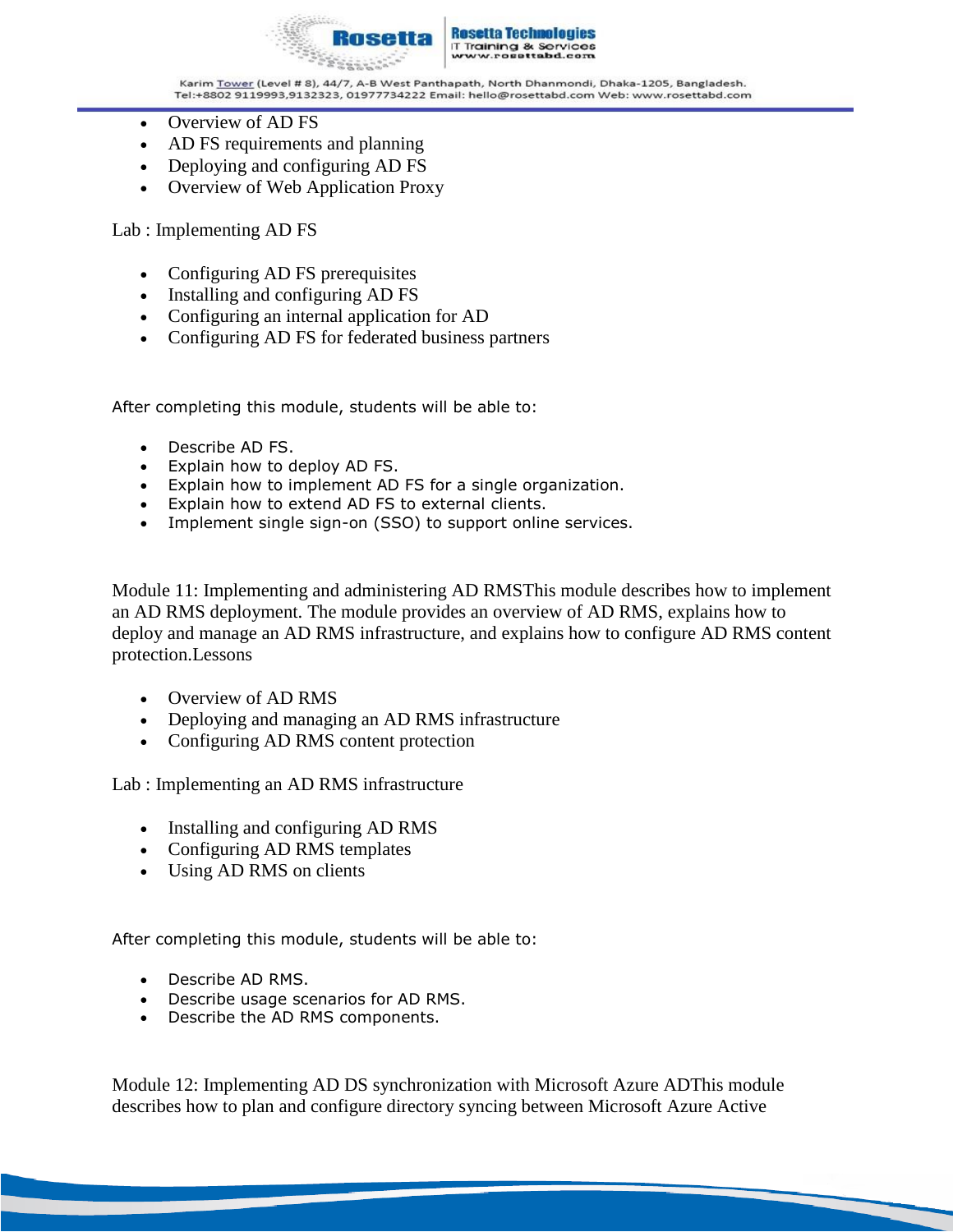- Overview of AD FS
- AD FS requirements and planning
- Deploying and configuring AD FS
- Overview of Web Application Proxy

Lab : Implementing AD FS

- Configuring AD FS prerequisites
- Installing and configuring AD FS
- Configuring an internal application for AD
- Configuring AD FS for federated business partners

After completing this module, students will be able to:

- Describe AD FS.
- Explain how to deploy AD FS.
- Explain how to implement AD FS for a single organization.
- Explain how to extend AD FS to external clients.
- Implement single sign-on (SSO) to support online services.

Module 11: Implementing and administering AD RMSThis module describes how to implement an AD RMS deployment. The module provides an overview of AD RMS, explains how to deploy and manage an AD RMS infrastructure, and explains how to configure AD RMS content protection.Lessons

- Overview of AD RMS
- Deploying and managing an AD RMS infrastructure
- Configuring AD RMS content protection

Lab : Implementing an AD RMS infrastructure

- Installing and configuring AD RMS
- Configuring AD RMS templates
- Using AD RMS on clients

After completing this module, students will be able to:

- Describe AD RMS.
- Describe usage scenarios for AD RMS.
- Describe the AD RMS components.

Module 12: Implementing AD DS synchronization with Microsoft Azure ADThis module describes how to plan and configure directory syncing between Microsoft Azure Active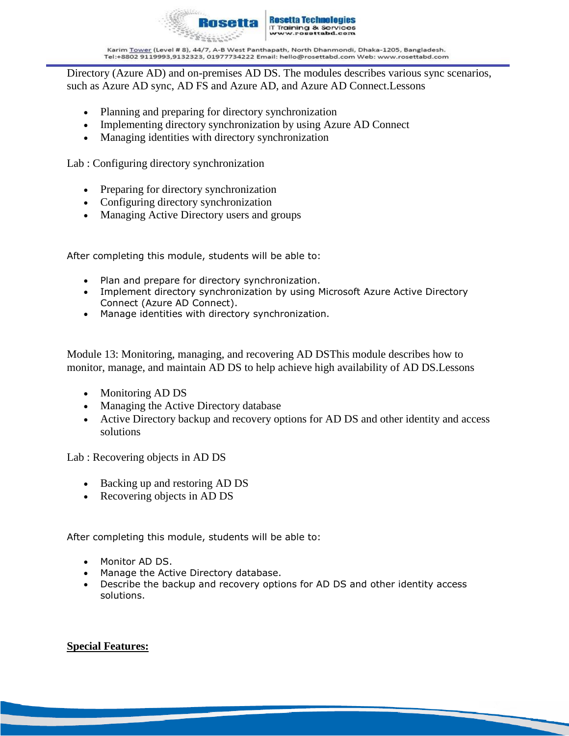Directory (Azure AD) and on-premises AD DS. The modules describes various sync scenarios, such as Azure AD sync, AD FS and Azure AD, and Azure AD Connect.Lessons

- Planning and preparing for directory synchronization
- Implementing directory synchronization by using Azure AD Connect
- Managing identities with directory synchronization

Lab : Configuring directory synchronization

- Preparing for directory synchronization
- Configuring directory synchronization
- Managing Active Directory users and groups

After completing this module, students will be able to:

- Plan and prepare for directory synchronization.
- Implement directory synchronization by using Microsoft Azure Active Directory Connect (Azure AD Connect).
- Manage identities with directory synchronization.

Module 13: Monitoring, managing, and recovering AD DSThis module describes how to monitor, manage, and maintain AD DS to help achieve high availability of AD DS.Lessons

- Monitoring AD DS
- Managing the Active Directory database
- Active Directory backup and recovery options for AD DS and other identity and access solutions

Lab : Recovering objects in AD DS

- Backing up and restoring AD DS
- Recovering objects in AD DS

After completing this module, students will be able to:

- Monitor AD DS.
- Manage the Active Directory database.
- Describe the backup and recovery options for AD DS and other identity access solutions.

**Special Features:**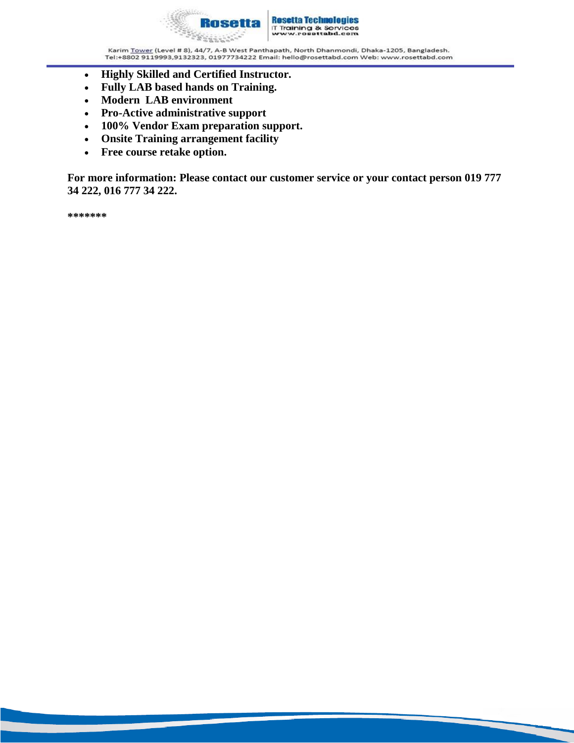- **Highly Skilled and Certified Instructor.**
- **Fully LAB based hands on Training.**
- **Modern LAB environment**
- **Pro-Active administrative support**
- **100% Vendor Exam preparation support.**
- **Onsite Training arrangement facility**
- **Free course retake option.**

**For more information: Please contact our customer service or your contact person 019 777 34 222, 016 777 34 222.**

**\*\*\*\*\*\*\***